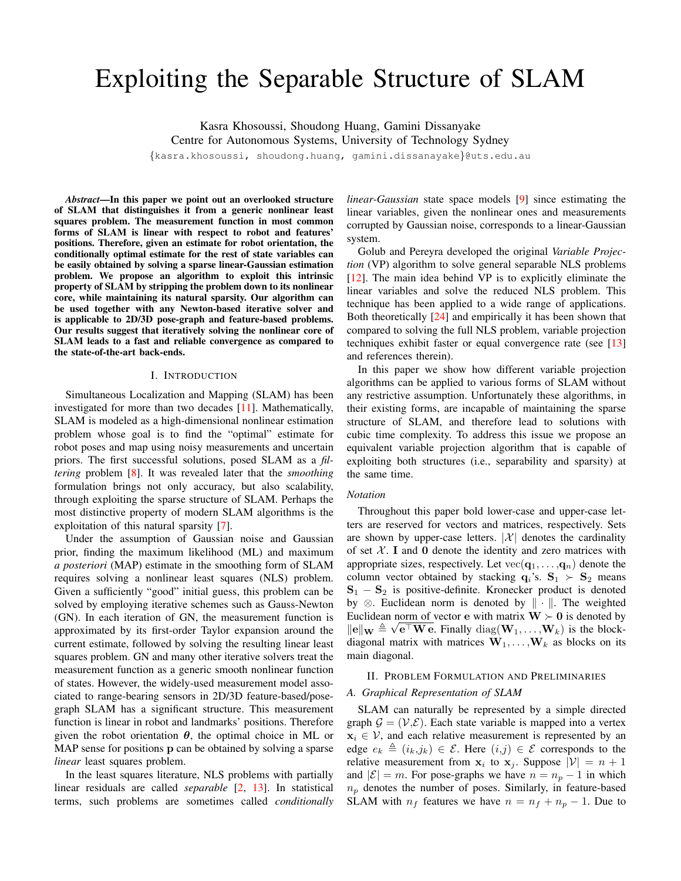# Exploiting the Separable Structure of SLAM

Kasra Khosoussi, Shoudong Huang, Gamini Dissanayake
Centre for Autonomous Systems, University of Technology Sydney
{kasra.khosoussi, shoudong.huang, gamini.dissanayake}@uts.edu.au

***Abstract*—In this paper we point out an overlooked structure of SLAM that distinguishes it from a generic nonlinear least squares problem. The measurement function in most common forms of SLAM is linear with respect to robot and features' positions. Therefore, given an estimate for robot orientation, the conditionally optimal estimate for the rest of state variables can be easily obtained by solving a sparse linear-Gaussian estimation problem. We propose an algorithm to exploit this intrinsic property of SLAM by stripping the problem down to its nonlinear core, while maintaining its natural sparsity. Our algorithm can be used together with any Newton-based iterative solver and is applicable to 2D/3D pose-graph and feature-based problems. Our results suggest that iteratively solving the nonlinear core of SLAM leads to a fast and reliable convergence as compared to the state-of-the-art back-ends.**

## I. Introduction

Simultaneous Localization and Mapping (SLAM) has been investigated for more than two decades [11]. Mathematically, SLAM is modeled as a high-dimensional nonlinear estimation problem whose goal is to find the "optimal" estimate for robot poses and map using noisy measurements and uncertain priors. The first successful solutions, posed SLAM as a *filtering* problem [8]. It was revealed later that the *smoothing* formulation brings not only accuracy, but also scalability, through exploiting the sparse structure of SLAM. Perhaps the most distinctive property of modern SLAM algorithms is the exploitation of this natural sparsity [7].

Under the assumption of Gaussian noise and Gaussian prior, finding the maximum likelihood (ML) and maximum *a posteriori* (MAP) estimate in the smoothing form of SLAM requires solving a nonlinear least squares (NLS) problem. Given a sufficiently "good" initial guess, this problem can be solved by employing iterative schemes such as Gauss-Newton (GN). In each iteration of GN, the measurement function is approximated by its first-order Taylor expansion around the current estimate, followed by solving the resulting linear least squares problem. GN and many other iterative solvers treat the measurement function as a generic smooth nonlinear function of states. However, the widely-used measurement model associated to range-bearing sensors in 2D/3D feature-based/pose-graph SLAM has a significant structure. This measurement function is linear in robot and landmarks' positions. Therefore given the robot orientation $\boldsymbol{\theta}$, the optimal choice in ML or MAP sense for positions $\mathbf{p}$ can be obtained by solving a sparse *linear* least squares problem.

In the least squares literature, NLS problems with partially linear residuals are called *separable* [2, 13]. In statistical terms, such problems are sometimes called *conditionally linear-Gaussian* state space models [9] since estimating the linear variables, given the nonlinear ones and measurements corrupted by Gaussian noise, corresponds to a linear-Gaussian system.

Golub and Pereyra developed the original *Variable Projection* (VP) algorithm to solve general separable NLS problems [12]. The main idea behind VP is to explicitly eliminate the linear variables and solve the reduced NLS problem. This technique has been applied to a wide range of applications. Both theoretically [24] and empirically it has been shown that compared to solving the full NLS problem, variable projection techniques exhibit faster or equal convergence rate (see [13] and references therein).

In this paper we show how different variable projection algorithms can be applied to various forms of SLAM without any restrictive assumption. Unfortunately these algorithms, in their existing forms, are incapable of maintaining the sparse structure of SLAM, and therefore lead to solutions with cubic time complexity. To address this issue we propose an equivalent variable projection algorithm that is capable of exploiting both structures (i.e., separability and sparsity) at the same time.

### Notation

Throughout this paper bold lower-case and upper-case letters are reserved for vectors and matrices, respectively. Sets are shown by upper-case letters. $|\mathcal{X}|$ denotes the cardinality of set $\mathcal{X}$. $\mathbf{I}$ and $\mathbf{0}$ denote the identity and zero matrices with appropriate sizes, respectively. Let $\text{vec}(\mathbf{q}_1, \ldots, \mathbf{q}_n)$ denote the column vector obtained by stacking $\mathbf{q}_i$'s. $\mathbf{S}_1 \succ \mathbf{S}_2$ means $\mathbf{S}_1 - \mathbf{S}_2$ is positive-definite. Kronecker product is denoted by $\otimes$. Euclidean norm is denoted by $\|\cdot\|$. The weighted Euclidean norm of vector $\mathbf{e}$ with matrix $\mathbf{W} \succ \mathbf{0}$ is denoted by $\|\mathbf{e}\|_{\mathbf{W}} \triangleq \sqrt{\mathbf{e}^\top \mathbf{W}\, \mathbf{e}}$. Finally $\text{diag}(\mathbf{W}_1, \ldots, \mathbf{W}_k)$ is the block-diagonal matrix with matrices $\mathbf{W}_1, \ldots, \mathbf{W}_k$ as blocks on its main diagonal.

## II. Problem Formulation and Preliminaries

### A. Graphical Representation of SLAM

SLAM can naturally be represented by a simple directed graph $\mathcal{G} = (\mathcal{V}, \mathcal{E})$. Each state variable is mapped into a vertex $\mathbf{x}_i \in \mathcal{V}$, and each relative measurement is represented by an edge $e_k \triangleq (i_k, j_k) \in \mathcal{E}$. Here $(i,j) \in \mathcal{E}$ corresponds to the relative measurement from $\mathbf{x}_i$ to $\mathbf{x}_j$. Suppose $|\mathcal{V}| = n + 1$ and $|\mathcal{E}| = m$. For pose-graphs we have $n = n_p - 1$ in which $n_p$ denotes the number of poses. Similarly, in feature-based SLAM with $n_f$ features we have $n = n_f + n_p - 1$. Due to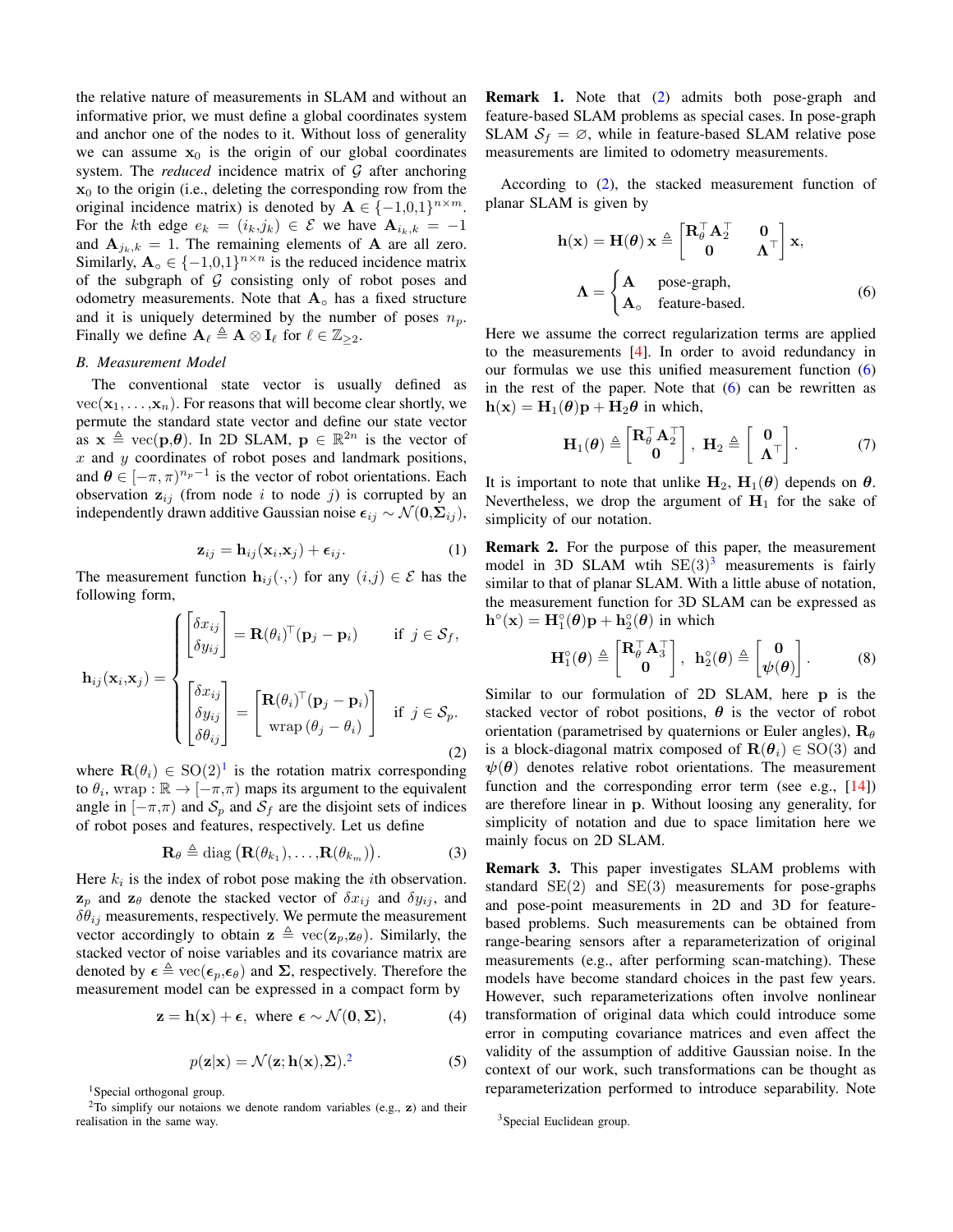the relative nature of measurements in SLAM and without an informative prior, we must define a global coordinates system and anchor one of the nodes to it. Without loss of generality we can assume $\mathbf{x}_0$ is the origin of our global coordinates system. The *reduced* incidence matrix of $\mathcal{G}$ after anchoring $\mathbf{x}_0$ to the origin (i.e., deleting the corresponding row from the original incidence matrix) is denoted by $\mathbf{A} \in \{-1,0,1\}^{n \times m}$. For the $k$th edge $e_k = (i_k, j_k) \in \mathcal{E}$ we have $\mathbf{A}_{i_k,k} = -1$ and $\mathbf{A}_{j_k,k} = 1$. The remaining elements of $\mathbf{A}$ are all zero. Similarly, $\mathbf{A}_\circ \in \{-1,0,1\}^{n \times n}$ is the reduced incidence matrix of the subgraph of $\mathcal{G}$ consisting only of robot poses and odometry measurements. Note that $\mathbf{A}_\circ$ has a fixed structure and it is uniquely determined by the number of poses $n_p$. Finally we define $\mathbf{A}_\ell \triangleq \mathbf{A} \otimes \mathbf{I}_\ell$ for $\ell \in \mathbb{Z}_{\geq 2}$.

### B. Measurement Model

The conventional state vector is usually defined as $\text{vec}(\mathbf{x}_1, \ldots, \mathbf{x}_n)$. For reasons that will become clear shortly, we permute the standard state vector and define our state vector as $\mathbf{x} \triangleq \text{vec}(\mathbf{p}, \boldsymbol{\theta})$. In 2D SLAM, $\mathbf{p} \in \mathbb{R}^{2n}$ is the vector of $x$ and $y$ coordinates of robot poses and landmark positions, and $\boldsymbol{\theta} \in [-\pi, \pi)^{n_p - 1}$ is the vector of robot orientations. Each observation $\mathbf{z}_{ij}$ (from node $i$ to node $j$) is corrupted by an independently drawn additive Gaussian noise $\boldsymbol{\epsilon}_{ij} \sim \mathcal{N}(\mathbf{0}, \boldsymbol{\Sigma}_{ij})$,

$$\mathbf{z}_{ij} = \mathbf{h}_{ij}(\mathbf{x}_i, \mathbf{x}_j) + \boldsymbol{\epsilon}_{ij}. \tag{1}$$

The measurement function $\mathbf{h}_{ij}(\cdot,\cdot)$ for any $(i,j) \in \mathcal{E}$ has the following form,

$$\mathbf{h}_{ij}(\mathbf{x}_i, \mathbf{x}_j) = \begin{cases} \begin{bmatrix} \delta x_{ij} \\ \delta y_{ij} \end{bmatrix} = \mathbf{R}(\theta_i)^\top (\mathbf{p}_j - \mathbf{p}_i) & \text{if } j \in \mathcal{S}_f, \\[2ex] \begin{bmatrix} \delta x_{ij} \\ \delta y_{ij} \\ \delta \theta_{ij} \end{bmatrix} = \begin{bmatrix} \mathbf{R}(\theta_i)^\top (\mathbf{p}_j - \mathbf{p}_i) \\ \text{wrap}(\theta_j - \theta_i) \end{bmatrix} & \text{if } j \in \mathcal{S}_p. \end{cases} \tag{2}$$

where $\mathbf{R}(\theta_i) \in \text{SO}(2)$[1] is the rotation matrix corresponding to $\theta_i$, $\text{wrap} : \mathbb{R} \to [-\pi, \pi)$ maps its argument to the equivalent angle in $[-\pi, \pi)$ and $\mathcal{S}_p$ and $\mathcal{S}_f$ are the disjoint sets of indices of robot poses and features, respectively. Let us define

$$\mathbf{R}_\theta \triangleq \text{diag}\left(\mathbf{R}(\theta_{k_1}), \ldots, \mathbf{R}(\theta_{k_m})\right). \tag{3}$$

Here $k_i$ is the index of robot pose making the $i$th observation. $\mathbf{z}_p$ and $\mathbf{z}_\theta$ denote the stacked vector of $\delta x_{ij}$ and $\delta y_{ij}$, and $\delta \theta_{ij}$ measurements, respectively. We permute the measurement vector accordingly to obtain $\mathbf{z} \triangleq \text{vec}(\mathbf{z}_p, \mathbf{z}_\theta)$. Similarly, the stacked vector of noise variables and its covariance matrix are denoted by $\boldsymbol{\epsilon} \triangleq \text{vec}(\boldsymbol{\epsilon}_p, \boldsymbol{\epsilon}_\theta)$ and $\boldsymbol{\Sigma}$, respectively. Therefore the measurement model can be expressed in a compact form by

$$\mathbf{z} = \mathbf{h}(\mathbf{x}) + \boldsymbol{\epsilon}, \text{ where } \boldsymbol{\epsilon} \sim \mathcal{N}(\mathbf{0}, \boldsymbol{\Sigma}), \tag{4}$$

$$p(\mathbf{z}|\mathbf{x}) = \mathcal{N}(\mathbf{z}; \mathbf{h}(\mathbf{x}), \boldsymbol{\Sigma}).[2] \tag{5}$$

[1] Special orthogonal group.

[2] To simplify our notaions we denote random variables (e.g., $\mathbf{z}$) and their realisation in the same way.

**Remark 1.** Note that (2) admits both pose-graph and feature-based SLAM problems as special cases. In pose-graph SLAM $\mathcal{S}_f = \varnothing$, while in feature-based SLAM relative pose measurements are limited to odometry measurements.

According to (2), the stacked measurement function of planar SLAM is given by

$$\mathbf{h}(\mathbf{x}) = \mathbf{H}(\boldsymbol{\theta})\, \mathbf{x} \triangleq \begin{bmatrix} \mathbf{R}_\theta^\top \mathbf{A}_2^\top & \mathbf{0} \\ \mathbf{0} & \boldsymbol{\Lambda}^\top \end{bmatrix} \mathbf{x},$$

$$\boldsymbol{\Lambda} = \begin{cases} \mathbf{A} & \text{pose-graph}, \\ \mathbf{A}_\circ & \text{feature-based}. \end{cases} \tag{6}$$

Here we assume the correct regularization terms are applied to the measurements [4]. In order to avoid redundancy in our formulas we use this unified measurement function (6) in the rest of the paper. Note that (6) can be rewritten as $\mathbf{h}(\mathbf{x}) = \mathbf{H}_1(\boldsymbol{\theta})\mathbf{p} + \mathbf{H}_2\boldsymbol{\theta}$ in which,

$$\mathbf{H}_1(\boldsymbol{\theta}) \triangleq \begin{bmatrix} \mathbf{R}_\theta^\top \mathbf{A}_2^\top \\ \mathbf{0} \end{bmatrix}, \; \mathbf{H}_2 \triangleq \begin{bmatrix} \mathbf{0} \\ \boldsymbol{\Lambda}^\top \end{bmatrix}. \tag{7}$$

It is important to note that unlike $\mathbf{H}_2$, $\mathbf{H}_1(\boldsymbol{\theta})$ depends on $\boldsymbol{\theta}$. Nevertheless, we drop the argument of $\mathbf{H}_1$ for the sake of simplicity of our notation.

**Remark 2.** For the purpose of this paper, the measurement model in 3D SLAM wtih $\text{SE}(3)$[3] measurements is fairly similar to that of planar SLAM. With a little abuse of notation, the measurement function for 3D SLAM can be expressed as $\mathbf{h}^\circ(\mathbf{x}) = \mathbf{H}_1^\circ(\boldsymbol{\theta})\mathbf{p} + \mathbf{h}_2^\circ(\boldsymbol{\theta})$ in which

$$\mathbf{H}_1^\circ(\boldsymbol{\theta}) \triangleq \begin{bmatrix} \mathbf{R}_\theta^\top \mathbf{A}_3^\top \\ \mathbf{0} \end{bmatrix}, \; \mathbf{h}_2^\circ(\boldsymbol{\theta}) \triangleq \begin{bmatrix} \mathbf{0} \\ \boldsymbol{\psi}(\boldsymbol{\theta}) \end{bmatrix}. \tag{8}$$

Similar to our formulation of 2D SLAM, here $\mathbf{p}$ is the stacked vector of robot positions, $\boldsymbol{\theta}$ is the vector of robot orientation (parametrised by quaternions or Euler angles), $\mathbf{R}_\theta$ is a block-diagonal matrix composed of $\mathbf{R}(\boldsymbol{\theta}_i) \in \text{SO}(3)$ and $\boldsymbol{\psi}(\boldsymbol{\theta})$ denotes relative robot orientations. The measurement function and the corresponding error term (see e.g., [14]) are therefore linear in $\mathbf{p}$. Without loosing any generality, for simplicity of notation and due to space limitation here we mainly focus on 2D SLAM.

**Remark 3.** This paper investigates SLAM problems with standard $\text{SE}(2)$ and $\text{SE}(3)$ measurements for pose-graphs and pose-point measurements in 2D and 3D for feature-based problems. Such measurements can be obtained from range-bearing sensors after a reparameterization of original measurements (e.g., after performing scan-matching). These models have become standard choices in the past few years. However, such reparameterizations often involve nonlinear transformation of original data which could introduce some error in computing covariance matrices and even affect the validity of the assumption of additive Gaussian noise. In the context of our work, such transformations can be thought as reparameterization performed to introduce separability. Note

[3] Special Euclidean group.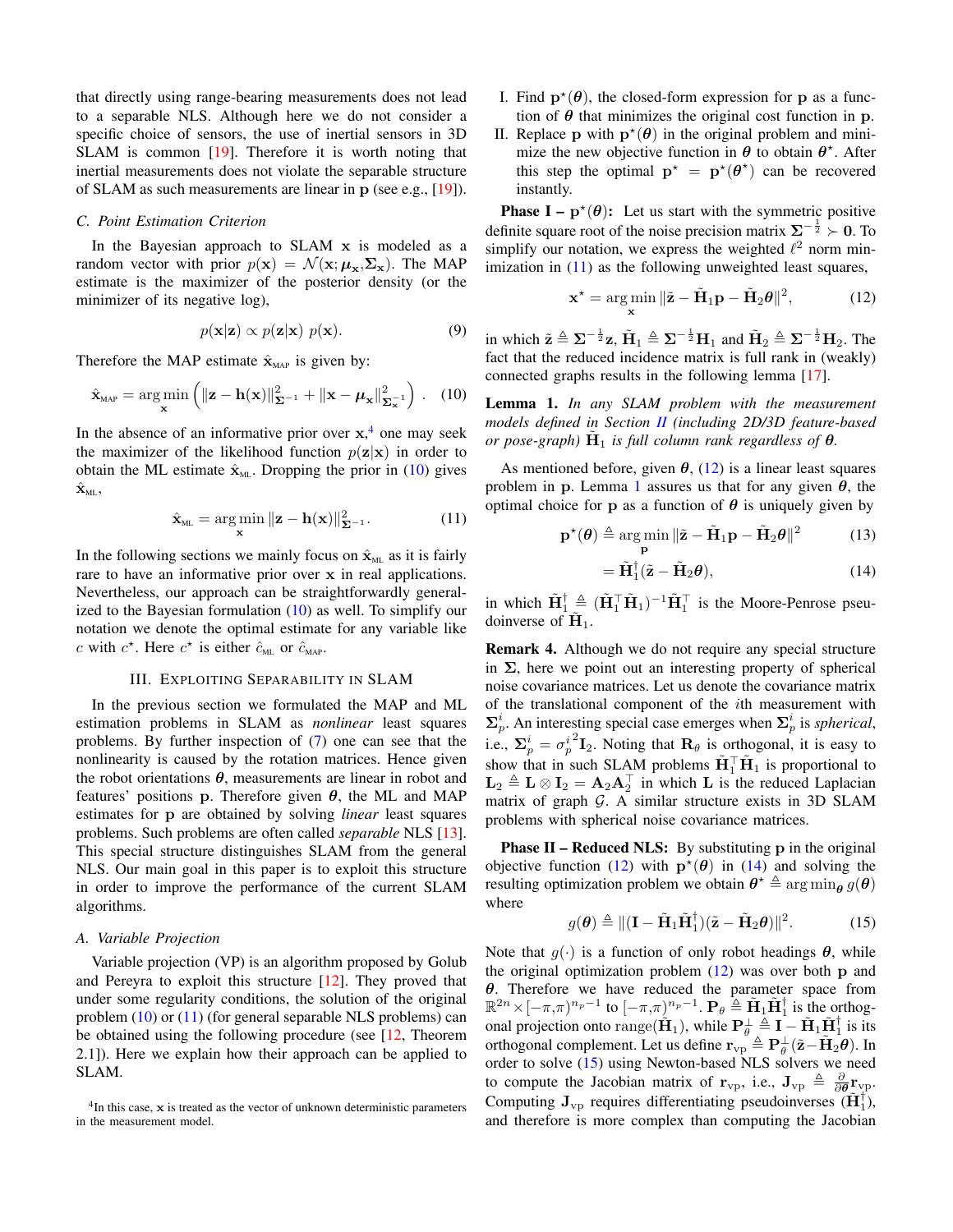that directly using range-bearing measurements does not lead to a separable NLS. Although here we do not consider a specific choice of sensors, the use of inertial sensors in 3D SLAM is common [19]. Therefore it is worth noting that inertial measurements does not violate the separable structure of SLAM as such measurements are linear in $\mathbf{p}$ (see e.g., [19]).

### C. Point Estimation Criterion

In the Bayesian approach to SLAM $\mathbf{x}$ is modeled as a random vector with prior $p(\mathbf{x}) = \mathcal{N}(\mathbf{x}; \boldsymbol{\mu}_{\mathbf{x}}, \boldsymbol{\Sigma}_{\mathbf{x}})$. The MAP estimate is the maximizer of the posterior density (or the minimizer of its negative log),

$$p(\mathbf{x}|\mathbf{z}) \propto p(\mathbf{z}|\mathbf{x})\ p(\mathbf{x}). \tag{9}$$

Therefore the MAP estimate $\hat{\mathbf{x}}_{\text{MAP}}$ is given by:

$$\hat{\mathbf{x}}_{\text{MAP}} = \arg\min_{\mathbf{x}} \left( \|\mathbf{z} - \mathbf{h}(\mathbf{x})\|^2_{\boldsymbol{\Sigma}^{-1}} + \|\mathbf{x} - \boldsymbol{\mu}_{\mathbf{x}}\|^2_{\boldsymbol{\Sigma}_{\mathbf{x}}^{-1}} \right). \tag{10}$$

In the absence of an informative prior over $\mathbf{x}$,[4] one may seek the maximizer of the likelihood function $p(\mathbf{z}|\mathbf{x})$ in order to obtain the ML estimate $\hat{\mathbf{x}}_{\text{ML}}$. Dropping the prior in (10) gives $\hat{\mathbf{x}}_{\text{ML}}$,

$$\hat{\mathbf{x}}_{\text{ML}} = \arg\min_{\mathbf{x}} \|\mathbf{z} - \mathbf{h}(\mathbf{x})\|^2_{\boldsymbol{\Sigma}^{-1}}. \tag{11}$$

In the following sections we mainly focus on $\hat{\mathbf{x}}_{\text{ML}}$ as it is fairly rare to have an informative prior over $\mathbf{x}$ in real applications. Nevertheless, our approach can be straightforwardly generalized to the Bayesian formulation (10) as well. To simplify our notation we denote the optimal estimate for any variable like $c$ with $c^\star$. Here $c^\star$ is either $\hat{c}_{\text{ML}}$ or $\hat{c}_{\text{MAP}}$.

## III. Exploiting Separability in SLAM

In the previous section we formulated the MAP and ML estimation problems in SLAM as *nonlinear* least squares problems. By further inspection of (7) one can see that the nonlinearity is caused by the rotation matrices. Hence given the robot orientations $\boldsymbol{\theta}$, measurements are linear in robot and features' positions $\mathbf{p}$. Therefore given $\boldsymbol{\theta}$, the ML and MAP estimates for $\mathbf{p}$ are obtained by solving *linear* least squares problems. Such problems are often called *separable* NLS [13]. This special structure distinguishes SLAM from the general NLS. Our main goal in this paper is to exploit this structure in order to improve the performance of the current SLAM algorithms.

### A. Variable Projection

Variable projection (VP) is an algorithm proposed by Golub and Pereyra to exploit this structure [12]. They proved that under some regularity conditions, the solution of the original problem (10) or (11) (for general separable NLS problems) can be obtained using the following procedure (see [12, Theorem 2.1]). Here we explain how their approach can be applied to SLAM.

I. Find $\mathbf{p}^\star(\boldsymbol{\theta})$, the closed-form expression for $\mathbf{p}$ as a function of $\boldsymbol{\theta}$ that minimizes the original cost function in $\mathbf{p}$.

II. Replace $\mathbf{p}$ with $\mathbf{p}^\star(\boldsymbol{\theta})$ in the original problem and minimize the new objective function in $\boldsymbol{\theta}$ to obtain $\boldsymbol{\theta}^\star$. After this step the optimal $\mathbf{p}^\star = \mathbf{p}^\star(\boldsymbol{\theta}^\star)$ can be recovered instantly.

**Phase I – $\mathbf{p}^\star(\boldsymbol{\theta})$:** Let us start with the symmetric positive definite square root of the noise precision matrix $\boldsymbol{\Sigma}^{-\frac{1}{2}} \succ \mathbf{0}$. To simplify our notation, we express the weighted $\ell^2$ norm minimization in (11) as the following unweighted least squares,

$$\mathbf{x}^\star = \arg\min_{\mathbf{x}} \|\tilde{\mathbf{z}} - \tilde{\mathbf{H}}_1\mathbf{p} - \tilde{\mathbf{H}}_2\boldsymbol{\theta}\|^2, \tag{12}$$

in which $\tilde{\mathbf{z}} \triangleq \boldsymbol{\Sigma}^{-\frac{1}{2}}\mathbf{z}$, $\tilde{\mathbf{H}}_1 \triangleq \boldsymbol{\Sigma}^{-\frac{1}{2}}\mathbf{H}_1$ and $\tilde{\mathbf{H}}_2 \triangleq \boldsymbol{\Sigma}^{-\frac{1}{2}}\mathbf{H}_2$. The fact that the reduced incidence matrix is full rank in (weakly) connected graphs results in the following lemma [17].

**Lemma 1.** *In any SLAM problem with the measurement models defined in Section II (including 2D/3D feature-based or pose-graph) $\tilde{\mathbf{H}}_1$ is full column rank regardless of $\boldsymbol{\theta}$.*

As mentioned before, given $\boldsymbol{\theta}$, (12) is a linear least squares problem in $\mathbf{p}$. Lemma 1 assures us that for any given $\boldsymbol{\theta}$, the optimal choice for $\mathbf{p}$ as a function of $\boldsymbol{\theta}$ is uniquely given by

$$\mathbf{p}^\star(\boldsymbol{\theta}) \triangleq \arg\min_{\mathbf{p}} \|\tilde{\mathbf{z}} - \tilde{\mathbf{H}}_1\mathbf{p} - \tilde{\mathbf{H}}_2\boldsymbol{\theta}\|^2 \tag{13}$$

$$= \tilde{\mathbf{H}}_1^\dagger(\tilde{\mathbf{z}} - \tilde{\mathbf{H}}_2\boldsymbol{\theta}), \tag{14}$$

in which $\tilde{\mathbf{H}}_1^\dagger \triangleq (\tilde{\mathbf{H}}_1^\top\tilde{\mathbf{H}}_1)^{-1}\tilde{\mathbf{H}}_1^\top$ is the Moore-Penrose pseudoinverse of $\tilde{\mathbf{H}}_1$.

**Remark 4.** Although we do not require any special structure in $\boldsymbol{\Sigma}$, here we point out an interesting property of spherical noise covariance matrices. Let us denote the covariance matrix of the translational component of the $i$th measurement with $\boldsymbol{\Sigma}_p^i$. An interesting special case emerges when $\boldsymbol{\Sigma}_p^i$ is *spherical*, i.e., $\boldsymbol{\Sigma}_p^i = {\sigma_p^i}^2\mathbf{I}_2$. Noting that $\mathbf{R}_\theta$ is orthogonal, it is easy to show that in such SLAM problems $\tilde{\mathbf{H}}_1^\top\tilde{\mathbf{H}}_1$ is proportional to $\mathbf{L}_2 \triangleq \mathbf{L} \otimes \mathbf{I}_2 = \mathbf{A}_2\mathbf{A}_2^\top$ in which $\mathbf{L}$ is the reduced Laplacian matrix of graph $\mathcal{G}$. A similar structure exists in 3D SLAM problems with spherical noise covariance matrices.

**Phase II – Reduced NLS:** By substituting $\mathbf{p}$ in the original objective function (12) with $\mathbf{p}^\star(\boldsymbol{\theta})$ in (14) and solving the resulting optimization problem we obtain $\boldsymbol{\theta}^\star \triangleq \arg\min_{\boldsymbol{\theta}} g(\boldsymbol{\theta})$ where

$$g(\boldsymbol{\theta}) \triangleq \|(\mathbf{I} - \tilde{\mathbf{H}}_1\tilde{\mathbf{H}}_1^\dagger)(\tilde{\mathbf{z}} - \tilde{\mathbf{H}}_2\boldsymbol{\theta})\|^2. \tag{15}$$

Note that $g(\cdot)$ is a function of only robot headings $\boldsymbol{\theta}$, while the original optimization problem (12) was over both $\mathbf{p}$ and $\boldsymbol{\theta}$. Therefore we have reduced the parameter space from $\mathbb{R}^{2n} \times [-\pi,\pi)^{n_p-1}$ to $[-\pi,\pi)^{n_p-1}$. $\mathbf{P}_\theta \triangleq \tilde{\mathbf{H}}_1\tilde{\mathbf{H}}_1^\dagger$ is the orthogonal projection onto $\text{range}(\tilde{\mathbf{H}}_1)$, while $\mathbf{P}_\theta^\perp \triangleq \mathbf{I} - \tilde{\mathbf{H}}_1\tilde{\mathbf{H}}_1^\dagger$ is its orthogonal complement. Let us define $\mathbf{r}_{\text{vp}} \triangleq \mathbf{P}_\theta^\perp(\tilde{\mathbf{z}} - \tilde{\mathbf{H}}_2\boldsymbol{\theta})$. In order to solve (15) using Newton-based NLS solvers we need to compute the Jacobian matrix of $\mathbf{r}_{\text{vp}}$, i.e., $\mathbf{J}_{\text{vp}} \triangleq \frac{\partial}{\partial\boldsymbol{\theta}}\mathbf{r}_{\text{vp}}$. Computing $\mathbf{J}_{\text{vp}}$ requires differentiating pseudoinverses ($\tilde{\mathbf{H}}_1^\dagger$), and therefore is more complex than computing the Jacobian

[4] In this case, $\mathbf{x}$ is treated as the vector of unknown deterministic parameters in the measurement model.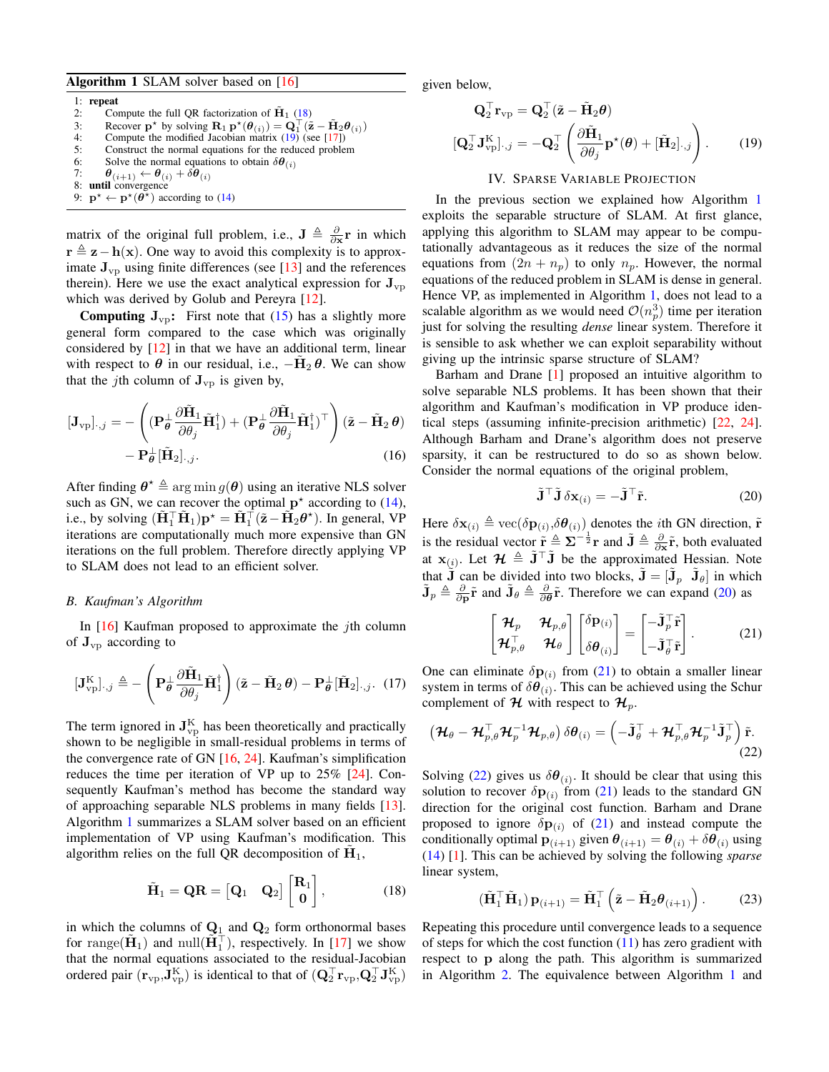**Algorithm 1** SLAM solver based on [16]

```
1: repeat
2:     Compute the full QR factorization of H̃₁ (18)
3:     Recover p* by solving R₁ p*(θ_(i)) = Q₁ᵀ(z̃ − H̃₂θ_(i))
4:     Compute the modified Jacobian matrix (19) (see [17])
5:     Construct the normal equations for the reduced problem
6:     Solve the normal equations to obtain δθ_(i)
7:     θ_(i+1) ← θ_(i) + δθ_(i)
8: until convergence
9: p* ← p*(θ*) according to (14)
```

matrix of the original full problem, i.e., $\mathbf{J} \triangleq \frac{\partial}{\partial \mathbf{x}}\mathbf{r}$ in which $\mathbf{r} \triangleq \mathbf{z} - \mathbf{h}(\mathbf{x})$. One way to avoid this complexity is to approximate $\mathbf{J}_{\text{vp}}$ using finite differences (see [13] and the references therein). Here we use the exact analytical expression for $\mathbf{J}_{\text{vp}}$ which was derived by Golub and Pereyra [12].

**Computing $\mathbf{J}_{\text{vp}}$:** First note that (15) has a slightly more general form compared to the case which was originally considered by [12] in that we have an additional term, linear with respect to $\boldsymbol{\theta}$ in our residual, i.e., $-\tilde{\mathbf{H}}_2\,\boldsymbol{\theta}$. We can show that the $j$th column of $\mathbf{J}_{\text{vp}}$ is given by,

$$[\mathbf{J}_{\text{vp}}]_{\cdot,j} = -\left( (\mathbf{P}^{\perp}_{\boldsymbol{\theta}} \frac{\partial \tilde{\mathbf{H}}_1}{\partial \theta_j} \tilde{\mathbf{H}}_1^{\dagger}) + (\mathbf{P}^{\perp}_{\boldsymbol{\theta}} \frac{\partial \tilde{\mathbf{H}}_1}{\partial \theta_j} \tilde{\mathbf{H}}_1^{\dagger})^{\top} \right) (\tilde{\mathbf{z}} - \tilde{\mathbf{H}}_2\,\boldsymbol{\theta}) - \mathbf{P}^{\perp}_{\boldsymbol{\theta}} [\tilde{\mathbf{H}}_2]_{\cdot,j}. \quad (16)$$

After finding $\boldsymbol{\theta}^\star \triangleq \arg\min g(\boldsymbol{\theta})$ using an iterative NLS solver such as GN, we can recover the optimal $\mathbf{p}^\star$ according to (14), i.e., by solving $(\tilde{\mathbf{H}}_1^\top \tilde{\mathbf{H}}_1)\mathbf{p}^\star = \tilde{\mathbf{H}}_1^\top(\tilde{\mathbf{z}} - \tilde{\mathbf{H}}_2\boldsymbol{\theta}^\star)$. In general, VP iterations are computationally much more expensive than GN iterations on the full problem. Therefore directly applying VP to SLAM does not lead to an efficient solver.

### B. Kaufman's Algorithm

In [16] Kaufman proposed to approximate the $j$th column of $\mathbf{J}_{\text{vp}}$ according to

$$[\mathbf{J}^{\text{K}}_{\text{vp}}]_{\cdot,j} \triangleq -\left( \mathbf{P}^{\perp}_{\boldsymbol{\theta}} \frac{\partial \tilde{\mathbf{H}}_1}{\partial \theta_j} \tilde{\mathbf{H}}_1^{\dagger} \right) (\tilde{\mathbf{z}} - \tilde{\mathbf{H}}_2\,\boldsymbol{\theta}) - \mathbf{P}^{\perp}_{\boldsymbol{\theta}} [\tilde{\mathbf{H}}_2]_{\cdot,j}. \quad (17)$$

The term ignored in $\mathbf{J}^{\text{K}}_{\text{vp}}$ has been theoretically and practically shown to be negligible in small-residual problems in terms of the convergence rate of GN [16, 24]. Kaufman's simplification reduces the time per iteration of VP up to 25% [24]. Consequently Kaufman's method has become the standard way of approaching separable NLS problems in many fields [13]. Algorithm 1 summarizes a SLAM solver based on an efficient implementation of VP using Kaufman's modification. This algorithm relies on the full QR decomposition of $\tilde{\mathbf{H}}_1$,

$$\tilde{\mathbf{H}}_1 = \mathbf{Q}\mathbf{R} = \begin{bmatrix} \mathbf{Q}_1 & \mathbf{Q}_2 \end{bmatrix} \begin{bmatrix} \mathbf{R}_1 \\ \mathbf{0} \end{bmatrix}, \quad (18)$$

in which the columns of $\mathbf{Q}_1$ and $\mathbf{Q}_2$ form orthonormal bases for $\text{range}(\tilde{\mathbf{H}}_1)$ and $\text{null}(\tilde{\mathbf{H}}_1^\top)$, respectively. In [17] we show that the normal equations associated to the residual-Jacobian ordered pair $(\mathbf{r}_{\text{vp}}, \mathbf{J}^{\text{K}}_{\text{vp}})$ is identical to that of $(\mathbf{Q}_2^\top \mathbf{r}_{\text{vp}}, \mathbf{Q}_2^\top \mathbf{J}^{\text{K}}_{\text{vp}})$ given below,

$$\mathbf{Q}_2^\top \mathbf{r}_{\text{vp}} = \mathbf{Q}_2^\top(\tilde{\mathbf{z}} - \tilde{\mathbf{H}}_2\boldsymbol{\theta})$$
$$[\mathbf{Q}_2^\top \mathbf{J}^{\text{K}}_{\text{vp}}]_{\cdot,j} = -\mathbf{Q}_2^\top \left( \frac{\partial \tilde{\mathbf{H}}_1}{\partial \theta_j} \mathbf{p}^\star(\boldsymbol{\theta}) + [\tilde{\mathbf{H}}_2]_{\cdot,j} \right). \quad (19)$$

## IV. Sparse Variable Projection

In the previous section we explained how Algorithm 1 exploits the separable structure of SLAM. At first glance, applying this algorithm to SLAM may appear to be computationally advantageous as it reduces the size of the normal equations from $(2n + n_p)$ to only $n_p$. However, the normal equations of the reduced problem in SLAM is dense in general. Hence VP, as implemented in Algorithm 1, does not lead to a scalable algorithm as we would need $\mathcal{O}(n_p^3)$ time per iteration just for solving the resulting *dense* linear system. Therefore it is sensible to ask whether we can exploit separability without giving up the intrinsic sparse structure of SLAM?

Barham and Drane [1] proposed an intuitive algorithm to solve separable NLS problems. It has been shown that their algorithm and Kaufman's modification in VP produce identical steps (assuming infinite-precision arithmetic) [22, 24]. Although Barham and Drane's algorithm does not preserve sparsity, it can be restructured to do so as shown below. Consider the normal equations of the original problem,

$$\tilde{\mathbf{J}}^\top \tilde{\mathbf{J}}\,\delta\mathbf{x}_{(i)} = -\tilde{\mathbf{J}}^\top \tilde{\mathbf{r}}. \quad (20)$$

Here $\delta\mathbf{x}_{(i)} \triangleq \text{vec}(\delta\mathbf{p}_{(i)}, \delta\boldsymbol{\theta}_{(i)})$ denotes the $i$th GN direction, $\tilde{\mathbf{r}}$ is the residual vector $\tilde{\mathbf{r}} \triangleq \boldsymbol{\Sigma}^{-\frac{1}{2}}\mathbf{r}$ and $\tilde{\mathbf{J}} \triangleq \frac{\partial}{\partial \mathbf{x}}\tilde{\mathbf{r}}$, both evaluated at $\mathbf{x}_{(i)}$. Let $\boldsymbol{\mathcal{H}} \triangleq \tilde{\mathbf{J}}^\top\tilde{\mathbf{J}}$ be the approximated Hessian. Note that $\tilde{\mathbf{J}}$ can be divided into two blocks, $\tilde{\mathbf{J}} = [\tilde{\mathbf{J}}_p \;\; \tilde{\mathbf{J}}_\theta]$ in which $\tilde{\mathbf{J}}_p \triangleq \frac{\partial}{\partial \mathbf{p}}\tilde{\mathbf{r}}$ and $\tilde{\mathbf{J}}_\theta \triangleq \frac{\partial}{\partial \boldsymbol{\theta}}\tilde{\mathbf{r}}$. Therefore we can expand (20) as

$$\begin{bmatrix} \boldsymbol{\mathcal{H}}_p & \boldsymbol{\mathcal{H}}_{p,\theta} \\ \boldsymbol{\mathcal{H}}_{p,\theta}^\top & \boldsymbol{\mathcal{H}}_\theta \end{bmatrix} \begin{bmatrix} \delta\mathbf{p}_{(i)} \\ \delta\boldsymbol{\theta}_{(i)} \end{bmatrix} = \begin{bmatrix} -\tilde{\mathbf{J}}_p^\top \tilde{\mathbf{r}} \\ -\tilde{\mathbf{J}}_\theta^\top \tilde{\mathbf{r}} \end{bmatrix}. \quad (21)$$

One can eliminate $\delta\mathbf{p}_{(i)}$ from (21) to obtain a smaller linear system in terms of $\delta\boldsymbol{\theta}_{(i)}$. This can be achieved using the Schur complement of $\boldsymbol{\mathcal{H}}$ with respect to $\boldsymbol{\mathcal{H}}_p$.

$$\left(\boldsymbol{\mathcal{H}}_\theta - \boldsymbol{\mathcal{H}}_{p,\theta}^\top \boldsymbol{\mathcal{H}}_p^{-1} \boldsymbol{\mathcal{H}}_{p,\theta}\right) \delta\boldsymbol{\theta}_{(i)} = \left(-\tilde{\mathbf{J}}_\theta^\top + \boldsymbol{\mathcal{H}}_{p,\theta}^\top \boldsymbol{\mathcal{H}}_p^{-1} \tilde{\mathbf{J}}_p^\top\right) \tilde{\mathbf{r}}. \quad (22)$$

Solving (22) gives us $\delta\boldsymbol{\theta}_{(i)}$. It should be clear that using this solution to recover $\delta\mathbf{p}_{(i)}$ from (21) leads to the standard GN direction for the original cost function. Barham and Drane proposed to ignore $\delta\mathbf{p}_{(i)}$ of (21) and instead compute the conditionally optimal $\mathbf{p}_{(i+1)}$ given $\boldsymbol{\theta}_{(i+1)} = \boldsymbol{\theta}_{(i)} + \delta\boldsymbol{\theta}_{(i)}$ using (14) [1]. This can be achieved by solving the following *sparse* linear system,

$$(\tilde{\mathbf{H}}_1^\top \tilde{\mathbf{H}}_1)\,\mathbf{p}_{(i+1)} = \tilde{\mathbf{H}}_1^\top \left(\tilde{\mathbf{z}} - \tilde{\mathbf{H}}_2\boldsymbol{\theta}_{(i+1)}\right). \quad (23)$$

Repeating this procedure until convergence leads to a sequence of steps for which the cost function (11) has zero gradient with respect to $\mathbf{p}$ along the path. This algorithm is summarized in Algorithm 2. The equivalence between Algorithm 1 and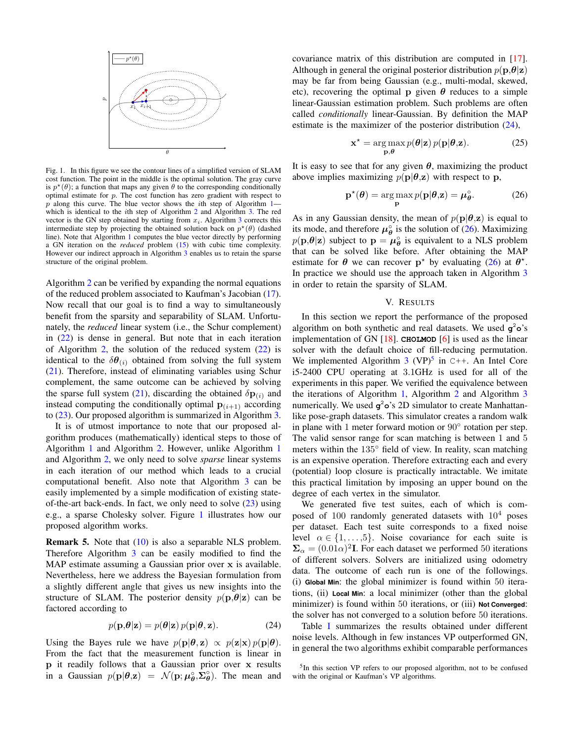Fig. 1. In this figure we see the contour lines of a simplified version of SLAM cost function. The point in the middle is the optimal solution. The gray curve is $p^\star(\theta)$; a function that maps any given $\theta$ to the corresponding conditionally optimal estimate for $p$. The cost function has zero gradient with respect to $p$ along this curve. The blue vector shows the $i$th step of Algorithm 1—which is identical to the $i$th step of Algorithm 2 and Algorithm 3. The red vector is the GN step obtained by starting from $x_i$. Algorithm 3 corrects this intermediate step by projecting the obtained solution back on $p^\star(\theta)$ (dashed line). Note that Algorithm 1 computes the blue vector directly by performing a GN iteration on the *reduced* problem (15) with cubic time complexity. However our indirect approach in Algorithm 3 enables us to retain the sparse structure of the original problem.

Algorithm 2 can be verified by expanding the normal equations of the reduced problem associated to Kaufman's Jacobian (17). Now recall that our goal is to find a way to simultaneously benefit from the sparsity and separability of SLAM. Unfortunately, the *reduced* linear system (i.e., the Schur complement) in (22) is dense in general. But note that in each iteration of Algorithm 2, the solution of the reduced system (22) is identical to the $\delta\boldsymbol{\theta}_{(i)}$ obtained from solving the full system (21). Therefore, instead of eliminating variables using Schur complement, the same outcome can be achieved by solving the sparse full system (21), discarding the obtained $\delta\mathbf{p}_{(i)}$ and instead computing the conditionally optimal $\mathbf{p}_{(i+1)}$ according to (23). Our proposed algorithm is summarized in Algorithm 3.

It is of utmost importance to note that our proposed algorithm produces (mathematically) identical steps to those of Algorithm 1 and Algorithm 2. However, unlike Algorithm 1 and Algorithm 2, we only need to solve *sparse* linear systems in each iteration of our method which leads to a crucial computational benefit. Also note that Algorithm 3 can be easily implemented by a simple modification of existing state-of-the-art back-ends. In fact, we only need to solve (23) using e.g., a sparse Cholesky solver. Figure 1 illustrates how our proposed algorithm works.

**Remark 5.** Note that (10) is also a separable NLS problem. Therefore Algorithm 3 can be easily modified to find the MAP estimate assuming a Gaussian prior over $\mathbf{x}$ is available. Nevertheless, here we address the Bayesian formulation from a slightly different angle that gives us new insights into the structure of SLAM. The posterior density $p(\mathbf{p},\boldsymbol{\theta}|\mathbf{z})$ can be factored according to

$$p(\mathbf{p},\boldsymbol{\theta}|\mathbf{z}) = p(\boldsymbol{\theta}|\mathbf{z})\, p(\mathbf{p}|\boldsymbol{\theta},\mathbf{z}). \tag{24}$$

Using the Bayes rule we have $p(\mathbf{p}|\boldsymbol{\theta},\mathbf{z}) \propto p(\mathbf{z}|\mathbf{x})\, p(\mathbf{p}|\boldsymbol{\theta})$. From the fact that the measurement function is linear in $\mathbf{p}$ it readily follows that a Gaussian prior over $\mathbf{x}$ results in a Gaussian $p(\mathbf{p}|\boldsymbol{\theta},\mathbf{z}) = \mathcal{N}(\mathbf{p}; \boldsymbol{\mu}^\circ_{\boldsymbol{\theta}}, \boldsymbol{\Sigma}^\circ_{\boldsymbol{\theta}})$. The mean and covariance matrix of this distribution are computed in [17]. Although in general the original posterior distribution $p(\mathbf{p},\boldsymbol{\theta}|\mathbf{z})$ may be far from being Gaussian (e.g., multi-modal, skewed, etc), recovering the optimal $\mathbf{p}$ given $\boldsymbol{\theta}$ reduces to a simple linear-Gaussian estimation problem. Such problems are often called *conditionally* linear-Gaussian. By definition the MAP estimate is the maximizer of the posterior distribution (24),

$$\mathbf{x}^\star = \arg\max_{\mathbf{p},\boldsymbol{\theta}} p(\boldsymbol{\theta}|\mathbf{z})\, p(\mathbf{p}|\boldsymbol{\theta},\mathbf{z}). \tag{25}$$

It is easy to see that for any given $\boldsymbol{\theta}$, maximizing the product above implies maximizing $p(\mathbf{p}|\boldsymbol{\theta},\mathbf{z})$ with respect to $\mathbf{p}$,

$$\mathbf{p}^\star(\boldsymbol{\theta}) = \arg\max_{\mathbf{p}} p(\mathbf{p}|\boldsymbol{\theta},\mathbf{z}) = \boldsymbol{\mu}^\circ_{\boldsymbol{\theta}}. \tag{26}$$

As in any Gaussian density, the mean of $p(\mathbf{p}|\boldsymbol{\theta},\mathbf{z})$ is equal to its mode, and therefore $\boldsymbol{\mu}^\circ_{\boldsymbol{\theta}}$ is the solution of (26). Maximizing $p(\mathbf{p},\boldsymbol{\theta}|\mathbf{z})$ subject to $\mathbf{p} = \boldsymbol{\mu}^\circ_{\boldsymbol{\theta}}$ is equivalent to a NLS problem that can be solved like before. After obtaining the MAP estimate for $\boldsymbol{\theta}$ we can recover $\mathbf{p}^\star$ by evaluating (26) at $\boldsymbol{\theta}^\star$. In practice we should use the approach taken in Algorithm 3 in order to retain the sparsity of SLAM.

## V. Results

In this section we report the performance of the proposed algorithm on both synthetic and real datasets. We used g2o's implementation of GN [18]. **CHOLMOD** [6] is used as the linear solver with the default choice of fill-reducing permutation. We implemented Algorithm 3 (VP)[5] in C++. An Intel Core i5-2400 CPU operating at 3.1GHz is used for all of the experiments in this paper. We verified the equivalence between the iterations of Algorithm 1, Algorithm 2 and Algorithm 3 numerically. We used g2o's 2D simulator to create Manhattan-like pose-graph datasets. This simulator creates a random walk in plane with 1 meter forward motion or 90° rotation per step. The valid sensor range for scan matching is between 1 and 5 meters within the 135° field of view. In reality, scan matching is an expensive operation. Therefore extracting each and every (potential) loop closure is practically intractable. We imitate this practical limitation by imposing an upper bound on the degree of each vertex in the simulator.

We generated five test suites, each of which is composed of 100 randomly generated datasets with $10^4$ poses per dataset. Each test suite corresponds to a fixed noise level $\alpha \in \{1,\ldots,5\}$. Noise covariance for each suite is $\boldsymbol{\Sigma}_\alpha = (0.01\alpha)^2\mathbf{I}$. For each dataset we performed 50 iterations of different solvers. Solvers are initialized using odometry data. The outcome of each run is one of the followings. (i) **Global Min**: the global minimizer is found within 50 iterations, (ii) **Local Min**: a local minimizer (other than the global minimizer) is found within 50 iterations, or (iii) **Not Converged**: the solver has not converged to a solution before 50 iterations.

Table I summarizes the results obtained under different noise levels. Although in few instances VP outperformed GN, in general the two algorithms exhibit comparable performances

[5] In this section VP refers to our proposed algorithm, not to be confused with the original or Kaufman's VP algorithms.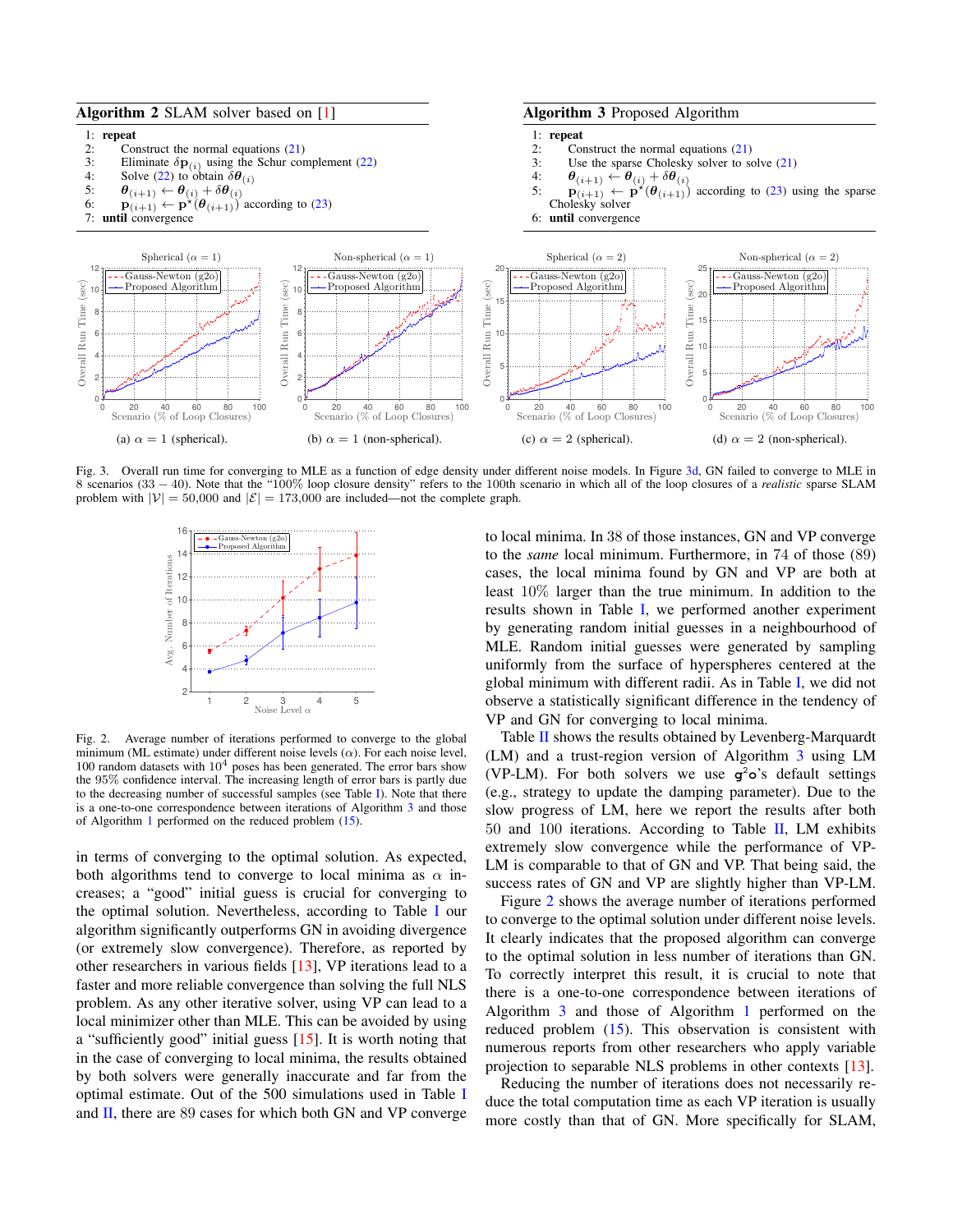**Algorithm 2** SLAM solver based on [1]

1: **repeat**
2: Construct the normal equations (21)
3: Eliminate $\delta \mathbf{p}_{(i)}$ using the Schur complement (22)
4: Solve (22) to obtain $\delta \boldsymbol{\theta}_{(i)}$
5: $\boldsymbol{\theta}_{(i+1)} \leftarrow \boldsymbol{\theta}_{(i)} + \delta \boldsymbol{\theta}_{(i)}$
6: $\mathbf{p}_{(i+1)} \leftarrow \mathbf{p}^{\star}(\boldsymbol{\theta}_{(i+1)})$ according to (23)
7: **until** convergence

**Algorithm 3** Proposed Algorithm

1: **repeat**
2: Construct the normal equations (21)
3: Use the sparse Cholesky solver to solve (21)
4: $\boldsymbol{\theta}_{(i+1)} \leftarrow \boldsymbol{\theta}_{(i)} + \delta \boldsymbol{\theta}_{(i)}$
5: $\mathbf{p}_{(i+1)} \leftarrow \mathbf{p}^{\star}(\boldsymbol{\theta}_{(i+1)})$ according to (23) using the sparse Cholesky solver
6: **until** convergence

(a) $\alpha = 1$ (spherical). (b) $\alpha = 1$ (non-spherical). (c) $\alpha = 2$ (spherical). (d) $\alpha = 2$ (non-spherical).

Fig. 3. Overall run time for converging to MLE as a function of edge density under different noise models. In Figure 3d, GN failed to converge to MLE in 8 scenarios ($33 - 40$). Note that the "100% loop closure density" refers to the 100th scenario in which all of the loop closures of a *realistic* sparse SLAM problem with $|\mathcal{V}| = 50{,}000$ and $|\mathcal{E}| = 173{,}000$ are included—not the complete graph.

Fig. 2. Average number of iterations performed to converge to the global minimum (ML estimate) under different noise levels ($\alpha$). For each noise level, 100 random datasets with $10^4$ poses has been generated. The error bars show the 95% confidence interval. The increasing length of error bars is partly due to the decreasing number of successful samples (see Table I). Note that there is a one-to-one correspondence between iterations of Algorithm 3 and those of Algorithm 1 performed on the reduced problem (15).

in terms of converging to the optimal solution. As expected, both algorithms tend to converge to local minima as $\alpha$ increases; a "good" initial guess is crucial for converging to the optimal solution. Nevertheless, according to Table I our algorithm significantly outperforms GN in avoiding divergence (or extremely slow convergence). As reported by other researchers in various fields [13], VP iterations lead to a faster and more reliable convergence than solving the full NLS problem. As any other iterative solver, using VP can lead to a local minimizer other than MLE. This can be avoided by using a "sufficiently good" initial guess [15]. It is worth noting that in the case of converging to local minima, the results obtained by both solvers were generally inaccurate and far from the optimal estimate. Out of the 500 simulations used in Table I and II, there are 89 cases for which both GN and VP converge to local minima. In 38 of those instances, GN and VP converge to the *same* local minimum. Furthermore, in 74 of those (89) cases, the local minima found by GN and VP are both at least 10% larger than the true minimum. In addition to the results shown in Table I, we performed another experiment by generating random initial guesses in a neighbourhood of MLE. Random initial guesses were generated by sampling uniformly from the surface of hyperspheres centered at the global minimum with different radii. As in Table I, we did not observe a statistically significant difference in the tendency of VP and GN for converging to local minima.

Table II shows the results obtained by Levenberg-Marquardt (LM) and a trust-region version of Algorithm 3 using LM (VP-LM). For both solvers we use g²o's default settings (e.g., strategy to update the damping parameter). Due to the slow progress of LM, here we report the results after both 50 and 100 iterations. According to Table II, LM exhibits extremely slow convergence while the performance of VP-LM is comparable to that of GN and VP. That being said, the success rates of GN and VP are slightly higher than VP-LM.

Figure 2 shows the average number of iterations performed to converge to the optimal solution under different noise levels. It clearly indicates that the proposed algorithm can converge to the optimal solution in less number of iterations than GN. To correctly interpret this result, it is crucial to note that there is a one-to-one correspondence between iterations of Algorithm 3 and those of Algorithm 1 performed on the reduced problem (15). This observation is consistent with numerous reports from other researchers who apply variable projection to separable NLS problems in other contexts [13].

Reducing the number of iterations does not necessarily reduce the total computation time as each VP iteration is usually more costly than that of GN. More specifically for SLAM,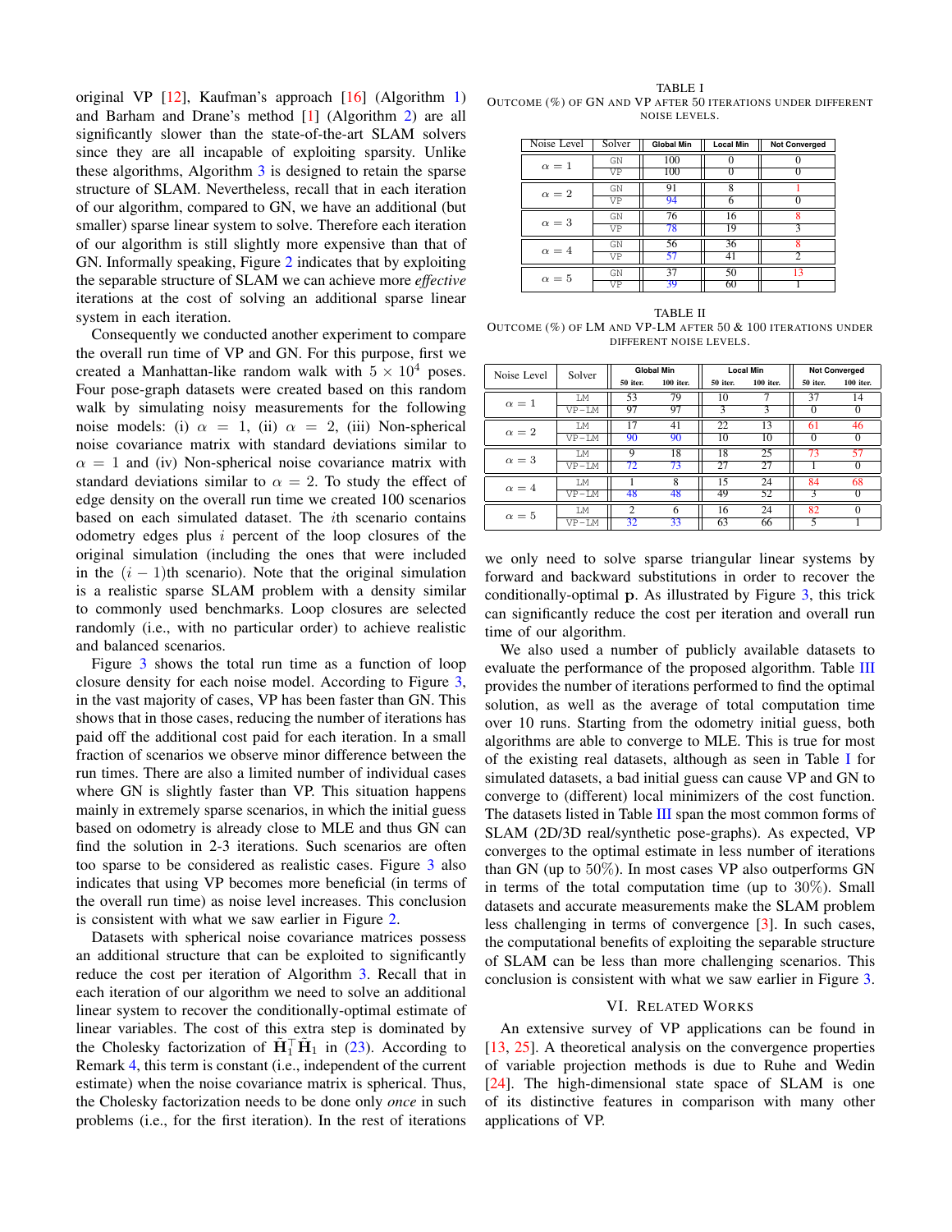original VP [12], Kaufman's approach [16] (Algorithm 1) and Barham and Drane's method [1] (Algorithm 2) are all significantly slower than the state-of-the-art SLAM solvers since they are all incapable of exploiting sparsity. Unlike these algorithms, Algorithm 3 is designed to retain the sparse structure of SLAM. Nevertheless, recall that in each iteration of our algorithm, compared to GN, we have an additional (but smaller) sparse linear system to solve. Therefore each iteration of our algorithm is still slightly more expensive than that of GN. Informally speaking, Figure 2 indicates that by exploiting the separable structure of SLAM we can achieve more *effective* iterations at the cost of solving an additional sparse linear system in each iteration.

Consequently we conducted another experiment to compare the overall run time of VP and GN. For this purpose, first we created a Manhattan-like random walk with $5 \times 10^4$ poses. Four pose-graph datasets were created based on this random walk by simulating noisy measurements for the following noise models: (i) $\alpha = 1$, (ii) $\alpha = 2$, (iii) Non-spherical noise covariance matrix with standard deviations similar to $\alpha = 1$ and (iv) Non-spherical noise covariance matrix with standard deviations similar to $\alpha = 2$. To study the effect of edge density on the overall run time we created 100 scenarios based on each simulated dataset. The $i$th scenario contains odometry edges plus $i$ percent of the loop closures of the original simulation (including the ones that were included in the $(i-1)$th scenario). Note that the original simulation is a realistic sparse SLAM problem with a density similar to commonly used benchmarks. Loop closures are selected randomly (i.e., with no particular order) to achieve realistic and balanced scenarios.

Figure 3 shows the total run time as a function of loop closure density for each noise model. According to Figure 3, in the vast majority of cases, VP has been faster than GN. This shows that in those cases, reducing the number of iterations has paid off the additional cost paid for each iteration. In a small fraction of scenarios we observe minor difference between the run times. There are also a limited number of individual cases where GN is slightly faster than VP. This situation happens mainly in extremely sparse scenarios, in which the initial guess based on odometry is already close to MLE and thus GN can find the solution in 2-3 iterations. Such scenarios are often too sparse to be considered as realistic cases. Figure 3 also indicates that using VP becomes more beneficial (in terms of the overall run time) as noise level increases. This conclusion is consistent with what we saw earlier in Figure 2.

Datasets with spherical noise covariance matrices possess an additional structure that can be exploited to significantly reduce the cost per iteration of Algorithm 3. Recall that in each iteration of our algorithm we need to solve an additional linear system to recover the conditionally-optimal estimate of linear variables. The cost of this extra step is dominated by the Cholesky factorization of $\tilde{\mathbf{H}}_1^\top \tilde{\mathbf{H}}_1$ in (23). According to Remark 4, this term is constant (i.e., independent of the current estimate) when the noise covariance matrix is spherical. Thus, the Cholesky factorization needs to be done only *once* in such problems (i.e., for the first iteration). In the rest of iterations we only need to solve sparse triangular linear systems by forward and backward substitutions in order to recover the conditionally-optimal $\mathbf{p}$. As illustrated by Figure 3, this trick can significantly reduce the cost per iteration and overall run time of our algorithm.

TABLE I
OUTCOME (%) OF GN AND VP AFTER 50 ITERATIONS UNDER DIFFERENT NOISE LEVELS.

| Noise Level | Solver | Global Min | Local Min | Not Converged |
|---|---|---|---|---|
| $\alpha = 1$ | GN | 100 | 0 | 0 |
| | VP | 100 | 0 | 0 |
| $\alpha = 2$ | GN | 91 | 8 | 1 |
| | VP | 94 | 6 | 0 |
| $\alpha = 3$ | GN | 76 | 16 | 8 |
| | VP | 78 | 19 | 3 |
| $\alpha = 4$ | GN | 56 | 36 | 8 |
| | VP | 57 | 41 | 2 |
| $\alpha = 5$ | GN | 37 | 50 | 13 |
| | VP | 39 | 60 | 1 |

TABLE II
OUTCOME (%) OF LM AND VP-LM AFTER 50 & 100 ITERATIONS UNDER DIFFERENT NOISE LEVELS.

| Noise Level | Solver | Global Min | | Local Min | | Not Converged | |
|---|---|---|---|---|---|---|---|
| | | 50 iter. | 100 iter. | 50 iter. | 100 iter. | 50 iter. | 100 iter. |
| $\alpha = 1$ | LM | 53 | 79 | 10 | 7 | 37 | 14 |
| | VP-LM | 97 | 97 | 3 | 3 | 0 | 0 |
| $\alpha = 2$ | LM | 17 | 41 | 22 | 13 | 61 | 46 |
| | VP-LM | 90 | 90 | 10 | 10 | 0 | 0 |
| $\alpha = 3$ | LM | 9 | 18 | 18 | 25 | 73 | 57 |
| | VP-LM | 72 | 73 | 27 | 27 | 1 | 0 |
| $\alpha = 4$ | LM | 1 | 8 | 15 | 24 | 84 | 68 |
| | VP-LM | 48 | 48 | 49 | 52 | 3 | 0 |
| $\alpha = 5$ | LM | 2 | 6 | 16 | 24 | 82 | 0 |
| | VP-LM | 32 | 33 | 63 | 66 | 5 | 1 |

We also used a number of publicly available datasets to evaluate the performance of the proposed algorithm. Table III provides the number of iterations performed to find the optimal solution, as well as the average of total computation time over 10 runs. Starting from the odometry initial guess, both algorithms are able to converge to MLE. This is true for most of the existing real datasets, although as seen in Table I for simulated datasets, a bad initial guess can cause VP and GN to converge to (different) local minimizers of the cost function. The datasets listed in Table III span the most common forms of SLAM (2D/3D real/synthetic pose-graphs). As expected, VP converges to the optimal estimate in less number of iterations than GN (up to 50%). In most cases VP also outperforms GN in terms of the total computation time (up to 30%). Small datasets and accurate measurements make the SLAM problem less challenging in terms of convergence [3]. In such cases, the computational benefits of exploiting the separable structure of SLAM can be less than more challenging scenarios. This conclusion is consistent with what we saw earlier in Figure 3.

## VI. Related Works

An extensive survey of VP applications can be found in [13, 25]. A theoretical analysis on the convergence properties of variable projection methods is due to Ruhe and Wedin [24]. The high-dimensional state space of SLAM is one of its distinctive features in comparison with many other applications of VP.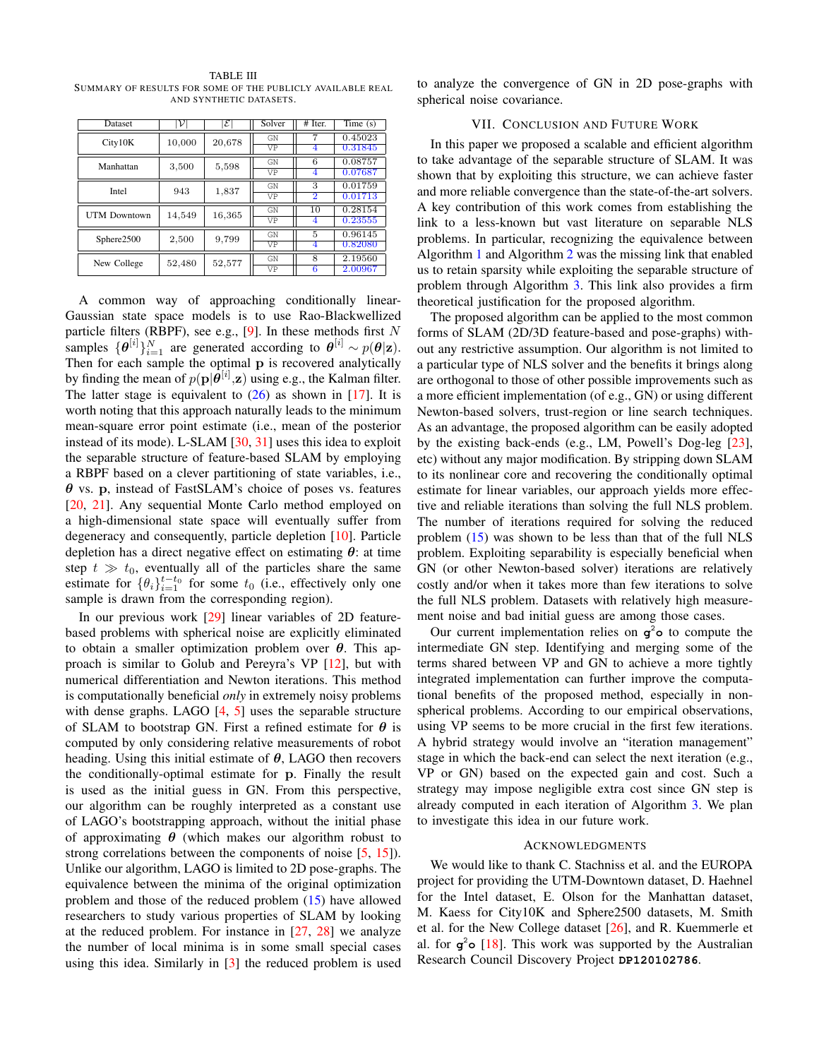TABLE III
SUMMARY OF RESULTS FOR SOME OF THE PUBLICLY AVAILABLE REAL AND SYNTHETIC DATASETS.

| Dataset | $\vert\mathcal{V}\vert$ | $\vert\mathcal{E}\vert$ | Solver | # Iter. | Time (s) |
|---|---|---|---|---|---|
| City10K | 10,000 | 20,678 | GN | 7 | 0.45023 |
| | | | VP | 4 | 0.31845 |
| Manhattan | 3,500 | 5,598 | GN | 6 | 0.08757 |
| | | | VP | 4 | 0.07687 |
| Intel | 943 | 1,837 | GN | 3 | 0.01759 |
| | | | VP | 2 | 0.01713 |
| UTM Downtown | 14,549 | 16,365 | GN | 10 | 0.28154 |
| | | | VP | 4 | 0.23555 |
| Sphere2500 | 2,500 | 9,799 | GN | 5 | 0.96145 |
| | | | VP | 4 | 0.82080 |
| New College | 52,480 | 52,577 | GN | 8 | 2.19560 |
| | | | VP | 6 | 2.00967 |

A common way of approaching conditionally linear-Gaussian state space models is to use Rao-Blackwellized particle filters (RBPF), see e.g., [9]. In these methods first $N$ samples $\{\boldsymbol{\theta}^{[i]}\}_{i=1}^{N}$ are generated according to $\boldsymbol{\theta}^{[i]} \sim p(\boldsymbol{\theta}|\mathbf{z})$. Then for each sample the optimal $\mathbf{p}$ is recovered analytically by finding the mean of $p(\mathbf{p}|\boldsymbol{\theta}^{[i]},\mathbf{z})$ using e.g., the Kalman filter. The latter stage is equivalent to (26) as shown in [17]. It is worth noting that this approach naturally leads to the minimum mean-square error point estimate (i.e., mean of the posterior instead of its mode). L-SLAM [30, 31] uses this idea to exploit the separable structure of feature-based SLAM by employing a RBPF based on a clever partitioning of state variables, i.e., $\boldsymbol{\theta}$ vs. $\mathbf{p}$, instead of FastSLAM's choice of poses vs. features [20, 21]. Any sequential Monte Carlo method employed on a high-dimensional state space will eventually suffer from degeneracy and consequently, particle depletion [10]. Particle depletion has a direct negative effect on estimating $\boldsymbol{\theta}$: at time step $t \gg t_0$, eventually all of the particles share the same estimate for $\{\theta_i\}_{i=1}^{t-t_0}$ for some $t_0$ (i.e., effectively only one sample is drawn from the corresponding region).

In our previous work [29] linear variables of 2D feature-based problems with spherical noise are explicitly eliminated to obtain a smaller optimization problem over $\boldsymbol{\theta}$. This approach is similar to Golub and Pereyra's VP [12], but with numerical differentiation and Newton iterations. This method is computationally beneficial *only* in extremely noisy problems with dense graphs. LAGO [4, 5] uses the separable structure of SLAM to bootstrap GN. First a refined estimate for $\boldsymbol{\theta}$ is computed by only considering relative measurements of robot heading. Using this initial estimate of $\boldsymbol{\theta}$, LAGO then recovers the conditionally-optimal estimate for $\mathbf{p}$. Finally the result is used as the initial guess in GN. From this perspective, our algorithm can be roughly interpreted as a constant use of LAGO's bootstrapping approach, without the initial phase of approximating $\boldsymbol{\theta}$ (which makes our algorithm robust to strong correlations between the components of noise [5, 15]). Unlike our algorithm, LAGO is limited to 2D pose-graphs. The equivalence between the minima of the original optimization problem and those of the reduced problem (15) have allowed researchers to study various properties of SLAM by looking at the reduced problem. For instance in [27, 28] we analyze the number of local minima is in some small special cases using this idea. Similarly in [3] the reduced problem is used to analyze the convergence of GN in 2D pose-graphs with spherical noise covariance.

## VII. Conclusion and Future Work

In this paper we proposed a scalable and efficient algorithm to take advantage of the separable structure of SLAM. It was shown that by exploiting this structure, we can achieve faster and more reliable convergence than the state-of-the-art solvers. A key contribution of this work comes from establishing the link to a less-known but vast literature on separable NLS problems. In particular, recognizing the equivalence between Algorithm 1 and Algorithm 2 was the missing link that enabled us to retain sparsity while exploiting the separable structure of problem through Algorithm 3. This link also provides a firm theoretical justification for the proposed algorithm.

The proposed algorithm can be applied to the most common forms of SLAM (2D/3D feature-based and pose-graphs) without any restrictive assumption. Our algorithm is not limited to a particular type of NLS solver and the benefits it brings along are orthogonal to those of other possible improvements such as a more efficient implementation (of e.g., GN) or using different Newton-based solvers, trust-region or line search techniques. As an advantage, the proposed algorithm can be easily adopted by the existing back-ends (e.g., LM, Powell's Dog-leg [23], etc) without any major modification. By stripping down SLAM to its nonlinear core and recovering the conditionally optimal estimate for linear variables, our approach yields more effective and reliable iterations than solving the full NLS problem. The number of iterations required for solving the reduced problem (15) was shown to be less than that of the full NLS problem. Exploiting separability is especially beneficial when GN (or other Newton-based solver) iterations are relatively costly and/or when it takes more than few iterations to solve the full NLS problem. Datasets with relatively high measurement noise and bad initial guess are among those cases.

Our current implementation relies on **g²o** to compute the intermediate GN step. Identifying and merging some of the terms shared between VP and GN to achieve a more tightly integrated implementation can further improve the computational benefits of the proposed method, especially in non-spherical problems. According to our empirical observations, using VP seems to be more crucial in the first few iterations. A hybrid strategy would involve an "iteration management" stage in which the back-end can select the next iteration (e.g., VP or GN) based on the expected gain and cost. Such a strategy may impose negligible extra cost since GN step is already computed in each iteration of Algorithm 3. We plan to investigate this idea in our future work.

## Acknowledgments

We would like to thank C. Stachniss et al. and the EUROPA project for providing the UTM-Downtown dataset, D. Haehnel for the Intel dataset, E. Olson for the Manhattan dataset, M. Kaess for City10K and Sphere2500 datasets, M. Smith et al. for the New College dataset [26], and R. Kuemmerle et al. for **g²o** [18]. This work was supported by the Australian Research Council Discovery Project **DP120102786**.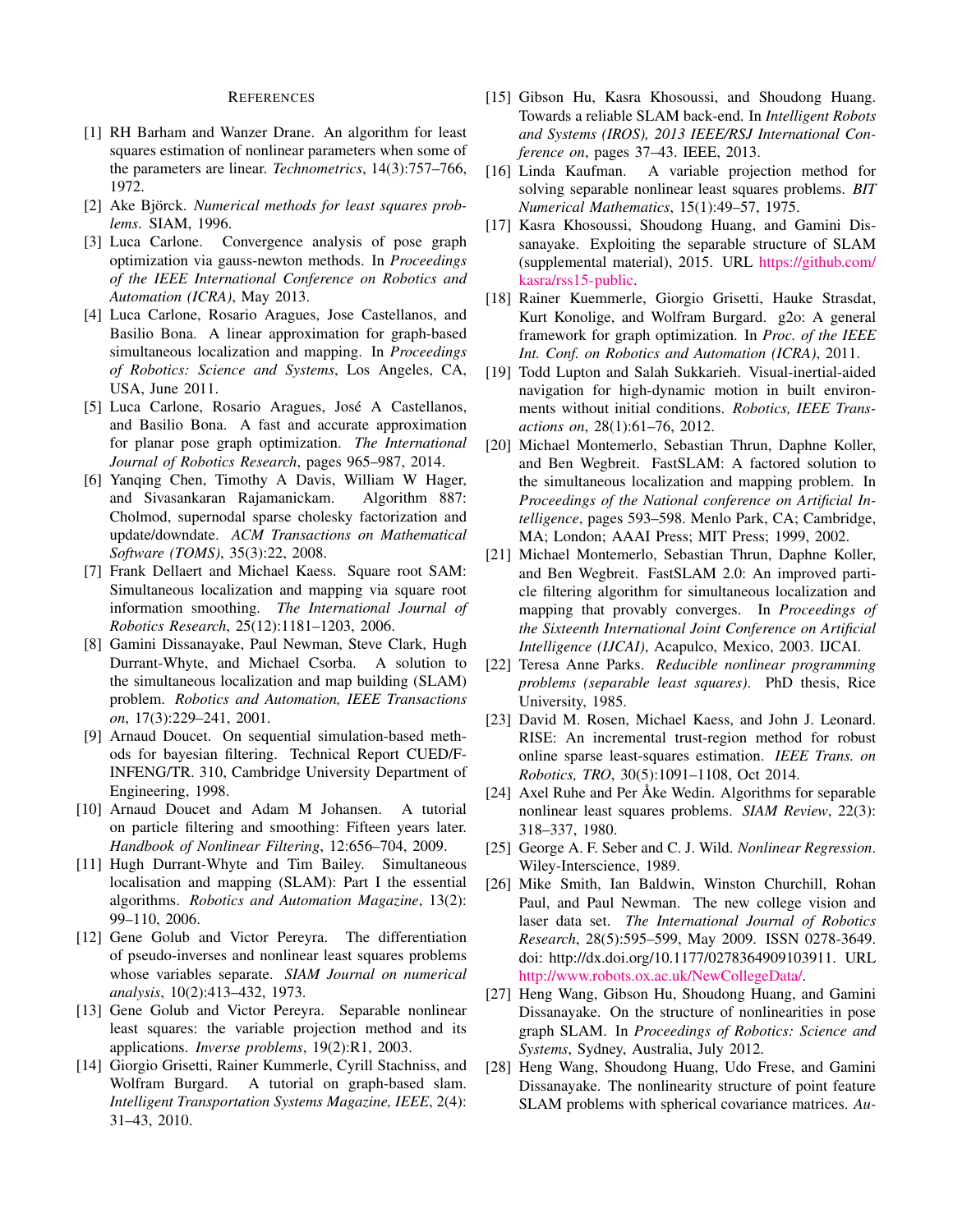## References

[1] RH Barham and Wanzer Drane. An algorithm for least squares estimation of nonlinear parameters when some of the parameters are linear. *Technometrics*, 14(3):757–766, 1972.

[2] Ake Björck. *Numerical methods for least squares problems*. SIAM, 1996.

[3] Luca Carlone. Convergence analysis of pose graph optimization via gauss-newton methods. In *Proceedings of the IEEE International Conference on Robotics and Automation (ICRA)*, May 2013.

[4] Luca Carlone, Rosario Aragues, Jose Castellanos, and Basilio Bona. A linear approximation for graph-based simultaneous localization and mapping. In *Proceedings of Robotics: Science and Systems*, Los Angeles, CA, USA, June 2011.

[5] Luca Carlone, Rosario Aragues, José A Castellanos, and Basilio Bona. A fast and accurate approximation for planar pose graph optimization. *The International Journal of Robotics Research*, pages 965–987, 2014.

[6] Yanqing Chen, Timothy A Davis, William W Hager, and Sivasankaran Rajamanickam. Algorithm 887: Cholmod, supernodal sparse cholesky factorization and update/downdate. *ACM Transactions on Mathematical Software (TOMS)*, 35(3):22, 2008.

[7] Frank Dellaert and Michael Kaess. Square root SAM: Simultaneous localization and mapping via square root information smoothing. *The International Journal of Robotics Research*, 25(12):1181–1203, 2006.

[8] Gamini Dissanayake, Paul Newman, Steve Clark, Hugh Durrant-Whyte, and Michael Csorba. A solution to the simultaneous localization and map building (SLAM) problem. *Robotics and Automation, IEEE Transactions on*, 17(3):229–241, 2001.

[9] Arnaud Doucet. On sequential simulation-based methods for bayesian filtering. Technical Report CUED/F-INFENG/TR. 310, Cambridge University Department of Engineering, 1998.

[10] Arnaud Doucet and Adam M Johansen. A tutorial on particle filtering and smoothing: Fifteen years later. *Handbook of Nonlinear Filtering*, 12:656–704, 2009.

[11] Hugh Durrant-Whyte and Tim Bailey. Simultaneous localisation and mapping (SLAM): Part I the essential algorithms. *Robotics and Automation Magazine*, 13(2): 99–110, 2006.

[12] Gene Golub and Victor Pereyra. The differentiation of pseudo-inverses and nonlinear least squares problems whose variables separate. *SIAM Journal on numerical analysis*, 10(2):413–432, 1973.

[13] Gene Golub and Victor Pereyra. Separable nonlinear least squares: the variable projection method and its applications. *Inverse problems*, 19(2):R1, 2003.

[14] Giorgio Grisetti, Rainer Kummerle, Cyrill Stachniss, and Wolfram Burgard. A tutorial on graph-based slam. *Intelligent Transportation Systems Magazine, IEEE*, 2(4): 31–43, 2010.

[15] Gibson Hu, Kasra Khosoussi, and Shoudong Huang. Towards a reliable SLAM back-end. In *Intelligent Robots and Systems (IROS), 2013 IEEE/RSJ International Conference on*, pages 37–43. IEEE, 2013.

[16] Linda Kaufman. A variable projection method for solving separable nonlinear least squares problems. *BIT Numerical Mathematics*, 15(1):49–57, 1975.

[17] Kasra Khosoussi, Shoudong Huang, and Gamini Dissanayake. Exploiting the separable structure of SLAM (supplemental material), 2015. URL https://github.com/kasra/rss15-public.

[18] Rainer Kuemmerle, Giorgio Grisetti, Hauke Strasdat, Kurt Konolige, and Wolfram Burgard. g2o: A general framework for graph optimization. In *Proc. of the IEEE Int. Conf. on Robotics and Automation (ICRA)*, 2011.

[19] Todd Lupton and Salah Sukkarieh. Visual-inertial-aided navigation for high-dynamic motion in built environments without initial conditions. *Robotics, IEEE Transactions on*, 28(1):61–76, 2012.

[20] Michael Montemerlo, Sebastian Thrun, Daphne Koller, and Ben Wegbreit. FastSLAM: A factored solution to the simultaneous localization and mapping problem. In *Proceedings of the National conference on Artificial Intelligence*, pages 593–598. Menlo Park, CA; Cambridge, MA; London; AAAI Press; MIT Press; 1999, 2002.

[21] Michael Montemerlo, Sebastian Thrun, Daphne Koller, and Ben Wegbreit. FastSLAM 2.0: An improved particle filtering algorithm for simultaneous localization and mapping that provably converges. In *Proceedings of the Sixteenth International Joint Conference on Artificial Intelligence (IJCAI)*, Acapulco, Mexico, 2003. IJCAI.

[22] Teresa Anne Parks. *Reducible nonlinear programming problems (separable least squares)*. PhD thesis, Rice University, 1985.

[23] David M. Rosen, Michael Kaess, and John J. Leonard. RISE: An incremental trust-region method for robust online sparse least-squares estimation. *IEEE Trans. on Robotics, TRO*, 30(5):1091–1108, Oct 2014.

[24] Axel Ruhe and Per Åke Wedin. Algorithms for separable nonlinear least squares problems. *SIAM Review*, 22(3): 318–337, 1980.

[25] George A. F. Seber and C. J. Wild. *Nonlinear Regression*. Wiley-Interscience, 1989.

[26] Mike Smith, Ian Baldwin, Winston Churchill, Rohan Paul, and Paul Newman. The new college vision and laser data set. *The International Journal of Robotics Research*, 28(5):595–599, May 2009. ISSN 0278-3649. doi: http://dx.doi.org/10.1177/0278364909103911. URL http://www.robots.ox.ac.uk/NewCollegeData/.

[27] Heng Wang, Gibson Hu, Shoudong Huang, and Gamini Dissanayake. On the structure of nonlinearities in pose graph SLAM. In *Proceedings of Robotics: Science and Systems*, Sydney, Australia, July 2012.

[28] Heng Wang, Shoudong Huang, Udo Frese, and Gamini Dissanayake. The nonlinearity structure of point feature SLAM problems with spherical covariance matrices. *Au-*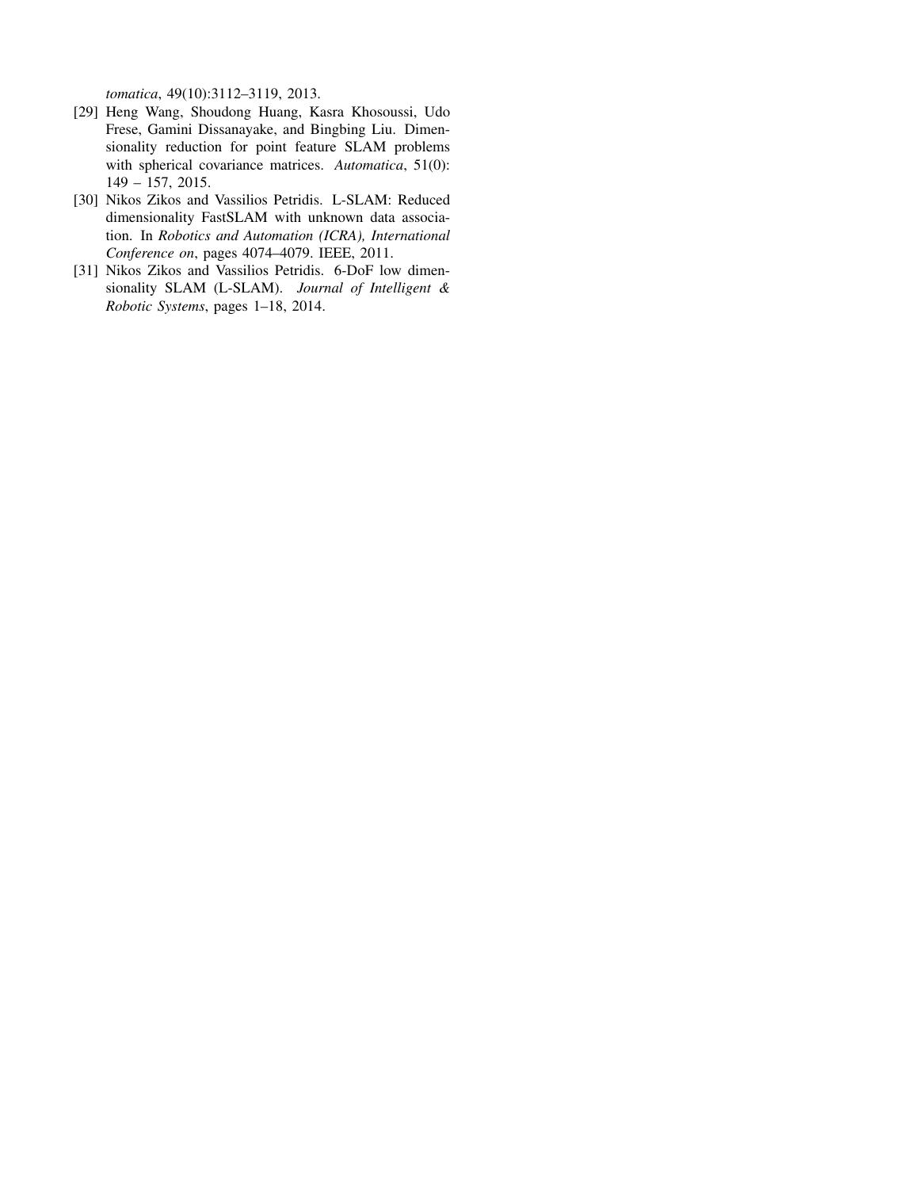*tomatica*, 49(10):3112–3119, 2013.

[29] Heng Wang, Shoudong Huang, Kasra Khosoussi, Udo Frese, Gamini Dissanayake, and Bingbing Liu. Dimensionality reduction for point feature SLAM problems with spherical covariance matrices. *Automatica*, 51(0): 149 – 157, 2015.

[30] Nikos Zikos and Vassilios Petridis. L-SLAM: Reduced dimensionality FastSLAM with unknown data association. In *Robotics and Automation (ICRA), International Conference on*, pages 4074–4079. IEEE, 2011.

[31] Nikos Zikos and Vassilios Petridis. 6-DoF low dimensionality SLAM (L-SLAM). *Journal of Intelligent & Robotic Systems*, pages 1–18, 2014.